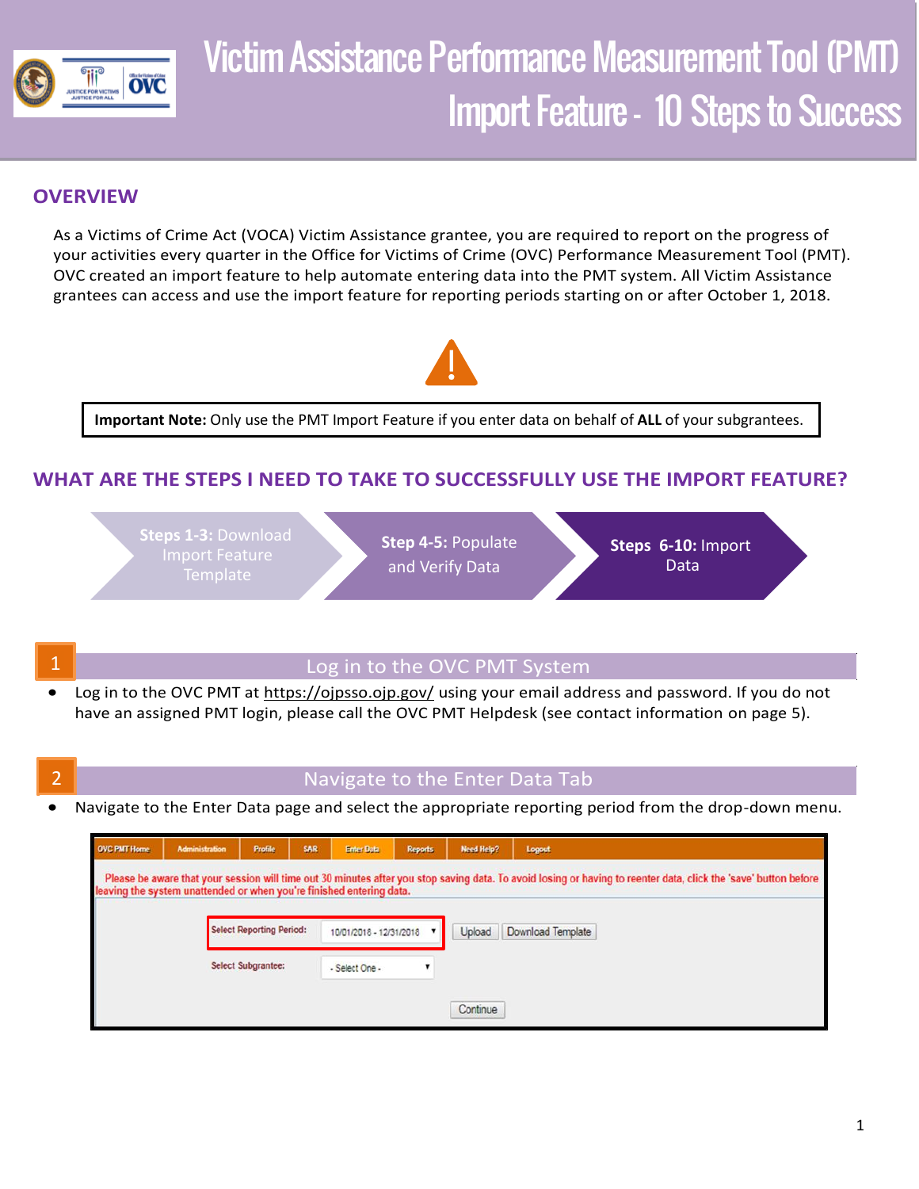# Victim Assistance Performance Measurement Tool (PMT) Import Feature - 10 Steps to Success

## OVERVIEW

As a Victims of Crime Act (VOCA) Victim Assistance grantee, you are required to report on the progress of your activities every quarter in the Office for Victims of Crime (OVC) Performance Measurement Tool (PMT). OVC created an import feature to help automate entering data into the PMT system. All Victim Assistance grantees can access and use the import feature for reporting periods starting on or after October 1, 2018.

**Important Note:** Only use the PMT Import Feature if you enter data on behalf of **ALL** of your subgrantees.

## WHAT ARE THE STEPS I NEED TO TAKE TO SUCCESSFULLY USE THE IMPORT FEATURE?

- **Steps 1-3:** Download Import Feature Template
- **Step 4-5:** Populate and Verify Data
- **Steps 6-10:** Import Data

### 1 Log in to the OVC PMT System

- Log in to the OVC PMT at https://ojpsso.ojp.gov/ using your email address and password. If you do not have an assigned PMT login, please call the OVC PMT Helpdesk (see contact information on page 5).

### 2 Navigate to the Enter Data Tab

- Navigate to the Enter Data page and select the appropriate reporting period from the drop-down menu.

OVC PMT Home | Administration | Profile | SAR | Enter Data | Reports | Need Help? | Logout

Please be aware that your session will time out 30 minutes after you stop saving data. To avoid losing or having to reenter data, click the 'save' button before leaving the system unattended or when you're finished entering data.

Select Reporting Period: 10/01/2018 - 12/31/2018 [Upload] [Download Template]

Select Subgrantee: - Select One -

[Continue]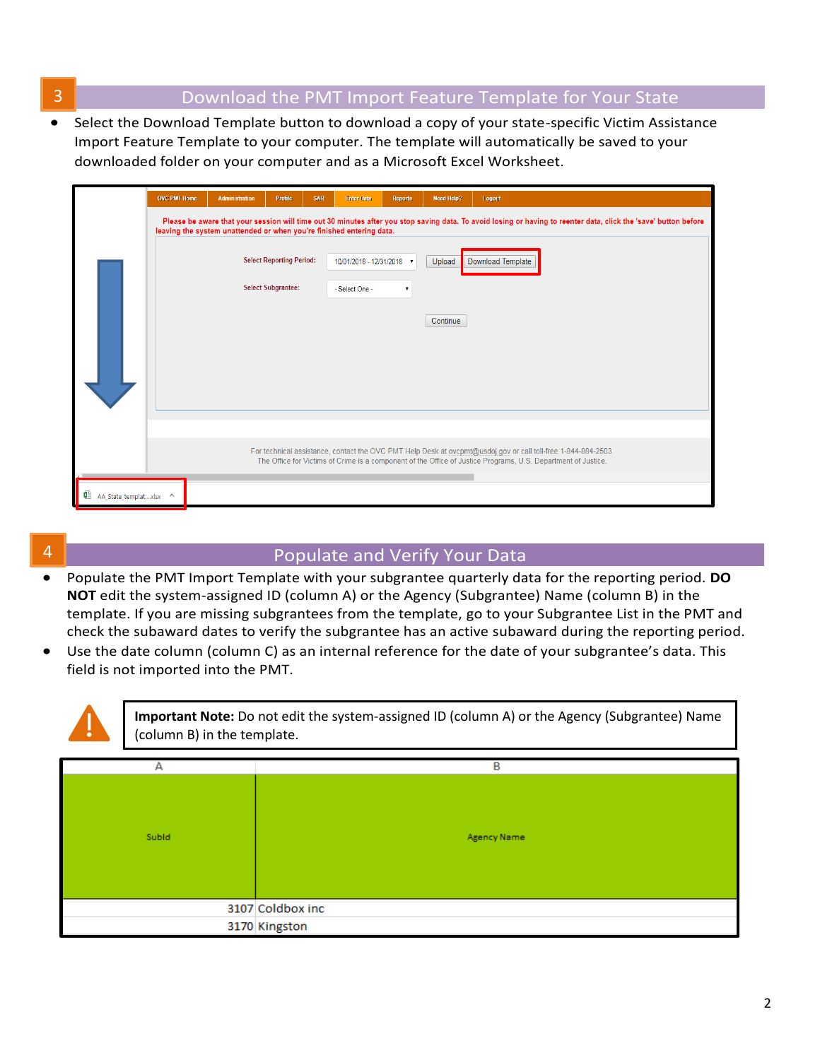## 3 Download the PMT Import Feature Template for Your State

- Select the Download Template button to download a copy of your state-specific Victim Assistance Import Feature Template to your computer. The template will automatically be saved to your downloaded folder on your computer and as a Microsoft Excel Worksheet.

## 4 Populate and Verify Your Data

- Populate the PMT Import Template with your subgrantee quarterly data for the reporting period. **DO NOT** edit the system-assigned ID (column A) or the Agency (Subgrantee) Name (column B) in the template. If you are missing subgrantees from the template, go to your Subgrantee List in the PMT and check the subaward dates to verify the subgrantee has an active subaward during the reporting period.
- Use the date column (column C) as an internal reference for the date of your subgrantee's data. This field is not imported into the PMT.

**Important Note:** Do not edit the system-assigned ID (column A) or the Agency (Subgrantee) Name (column B) in the template.

| A | B |
|---|---|
| SubId | Agency Name |
| 3107 | Coldbox inc |
| 3170 | Kingston |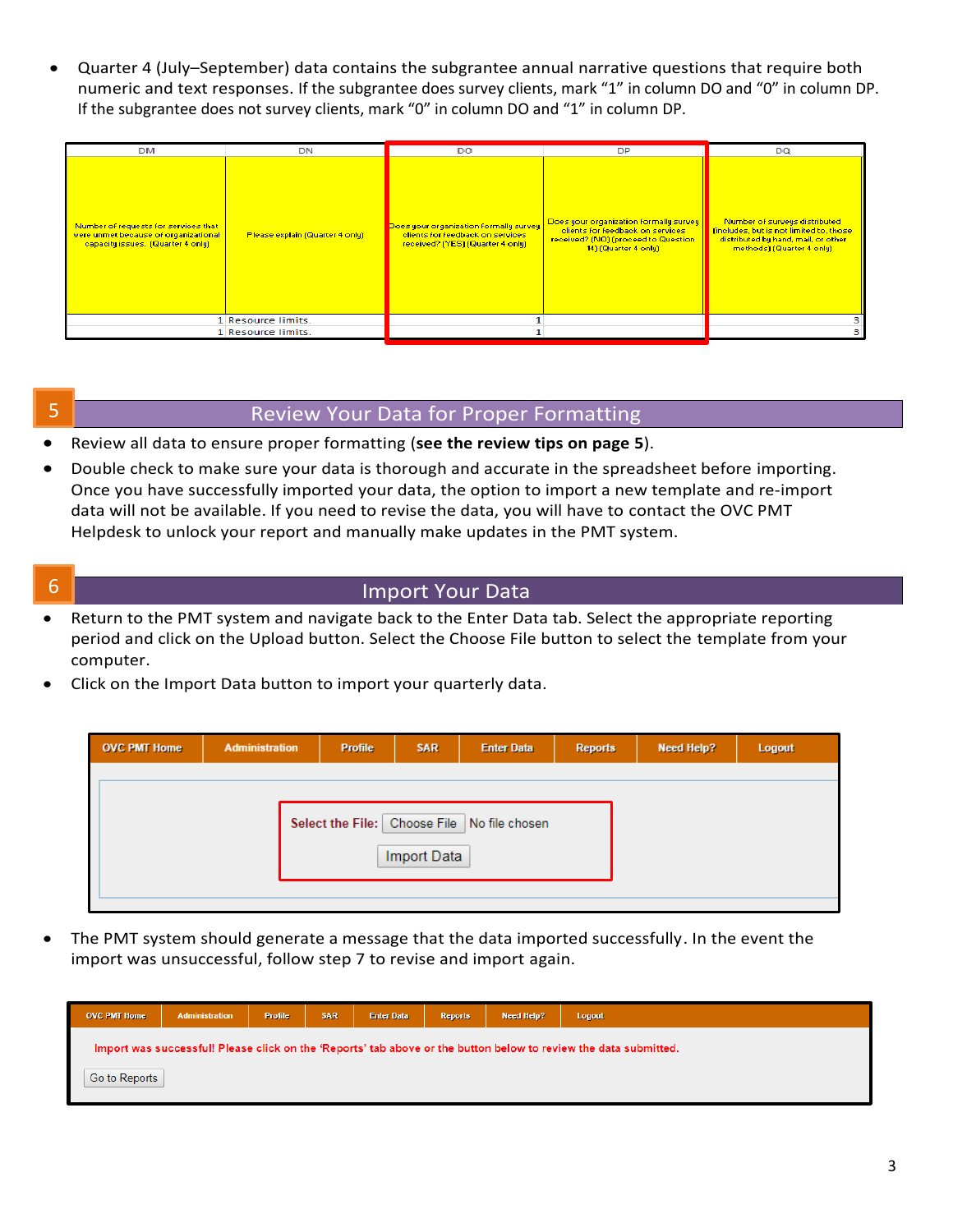- Quarter 4 (July–September) data contains the subgrantee annual narrative questions that require both numeric and text responses. If the subgrantee does survey clients, mark "1" in column DO and "0" in column DP. If the subgrantee does not survey clients, mark "0" in column DO and "1" in column DP.

| DM | DN | DO | DP | DQ |
|---|---|---|---|---|
| Number of requests for services that were unmet because of organizational capacity issues. (Quarter 4 only) | Please explain (Quarter 4 only) | Does your organization formally survey clients for feedback on services received? (YES) (Quarter 4 only) | Does your organization formally survey clients for feedback on services received? (NO) (proceed to Question 14) (Quarter 4 only) | Number of surveys distributed (includes, but is not limited to, those distributed by hand, mail, or other methods) (Quarter 4 only) |
| 1 | Resource limits. | 1 | | 3 |
| 1 | Resource limits. | 1 | | 3 |

## 5 Review Your Data for Proper Formatting

- Review all data to ensure proper formatting (**see the review tips on page 5**).
- Double check to make sure your data is thorough and accurate in the spreadsheet before importing. Once you have successfully imported your data, the option to import a new template and re-import data will not be available. If you need to revise the data, you will have to contact the OVC PMT Helpdesk to unlock your report and manually make updates in the PMT system.

## 6 Import Your Data

- Return to the PMT system and navigate back to the Enter Data tab. Select the appropriate reporting period and click on the Upload button. Select the Choose File button to select the template from your computer.
- Click on the Import Data button to import your quarterly data.

OVC PMT Home | Administration | Profile | SAR | Enter Data | Reports | Need Help? | Logout

Select the File: Choose File No file chosen

Import Data

- The PMT system should generate a message that the data imported successfully. In the event the import was unsuccessful, follow step 7 to revise and import again.

OVC PMT Home | Administration | Profile | SAR | Enter Data | Reports | Need Help? | Logout

Import was successful! Please click on the 'Reports' tab above or the button below to review the data submitted.

Go to Reports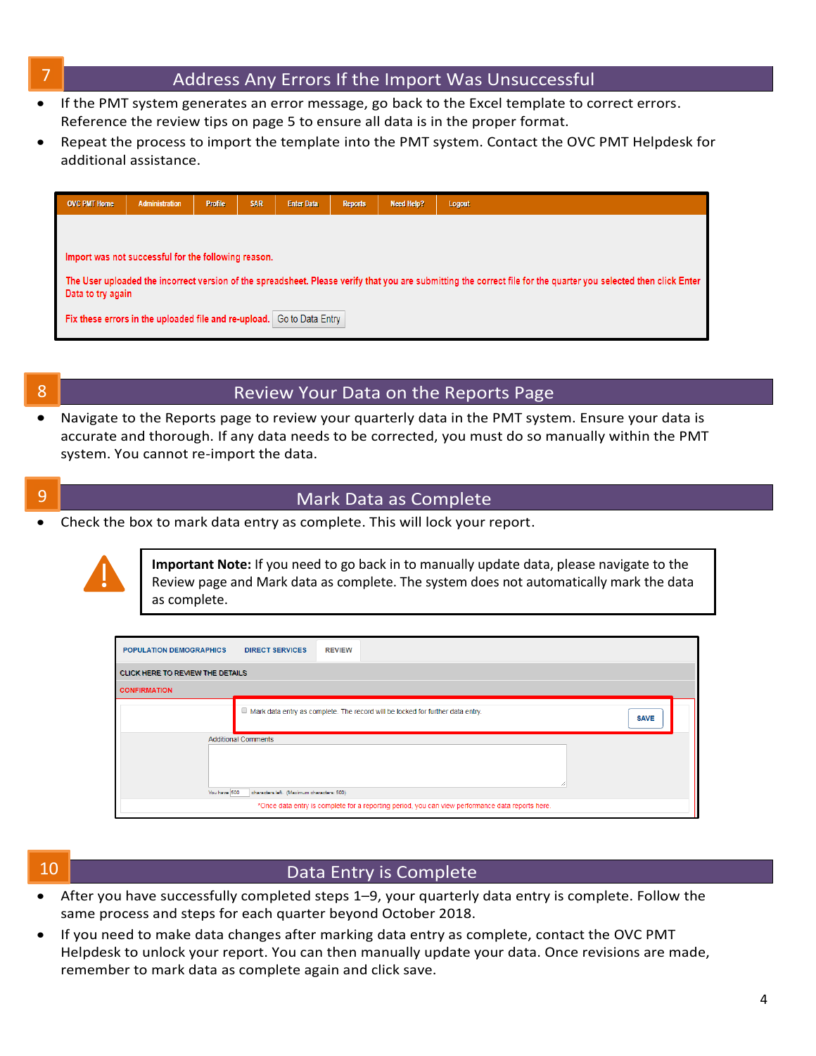## 7 Address Any Errors If the Import Was Unsuccessful

- If the PMT system generates an error message, go back to the Excel template to correct errors. Reference the review tips on page 5 to ensure all data is in the proper format.
- Repeat the process to import the template into the PMT system. Contact the OVC PMT Helpdesk for additional assistance.

## 8 Review Your Data on the Reports Page

- Navigate to the Reports page to review your quarterly data in the PMT system. Ensure your data is accurate and thorough. If any data needs to be corrected, you must do so manually within the PMT system. You cannot re-import the data.

## 9 Mark Data as Complete

- Check the box to mark data entry as complete. This will lock your report.

> **Important Note:** If you need to go back in to manually update data, please navigate to the Review page and Mark data as complete. The system does not automatically mark the data as complete.

## 10 Data Entry is Complete

- After you have successfully completed steps 1–9, your quarterly data entry is complete. Follow the same process and steps for each quarter beyond October 2018.
- If you need to make data changes after marking data entry as complete, contact the OVC PMT Helpdesk to unlock your report. You can then manually update your data. Once revisions are made, remember to mark data as complete again and click save.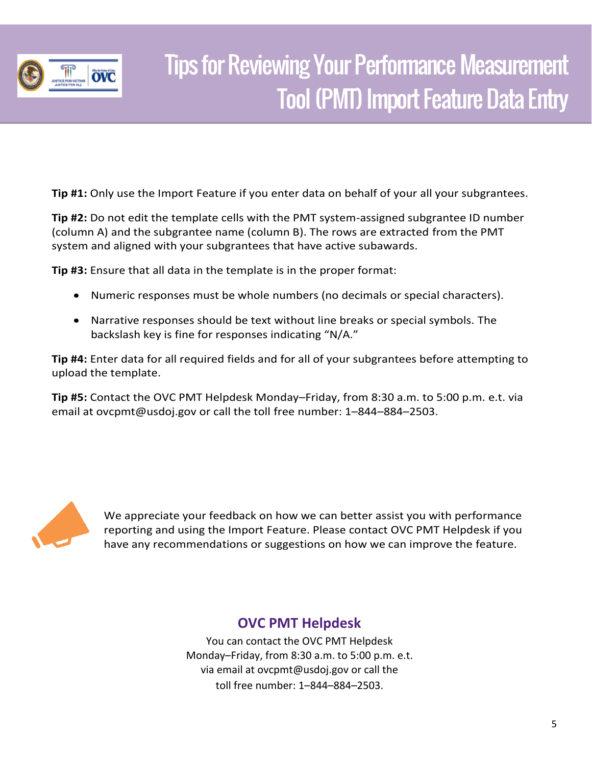# Tips for Reviewing Your Performance Measurement Tool (PMT) Import Feature Data Entry

**Tip #1:** Only use the Import Feature if you enter data on behalf of your all your subgrantees.

**Tip #2:** Do not edit the template cells with the PMT system-assigned subgrantee ID number (column A) and the subgrantee name (column B). The rows are extracted from the PMT system and aligned with your subgrantees that have active subawards.

**Tip #3:** Ensure that all data in the template is in the proper format:

- Numeric responses must be whole numbers (no decimals or special characters).
- Narrative responses should be text without line breaks or special symbols. The backslash key is fine for responses indicating “N/A.”

**Tip #4:** Enter data for all required fields and for all of your subgrantees before attempting to upload the template.

**Tip #5:** Contact the OVC PMT Helpdesk Monday–Friday, from 8:30 a.m. to 5:00 p.m. e.t. via email at ovcpmt@usdoj.gov or call the toll free number: 1–844–884–2503.

We appreciate your feedback on how we can better assist you with performance reporting and using the Import Feature. Please contact OVC PMT Helpdesk if you have any recommendations or suggestions on how we can improve the feature.

## OVC PMT Helpdesk

You can contact the OVC PMT Helpdesk Monday–Friday, from 8:30 a.m. to 5:00 p.m. e.t. via email at ovcpmt@usdoj.gov or call the toll free number: 1–844–884–2503.